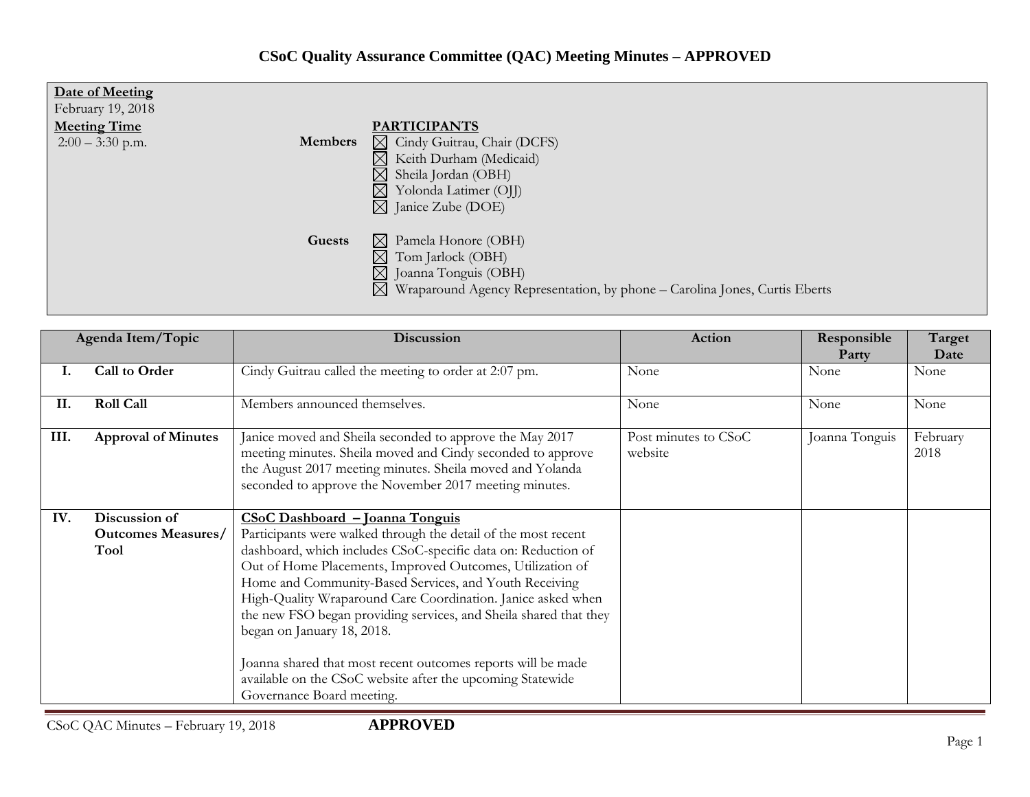# CSoC Quality Assurance Committee (QAC) Meeting Minutes – APPROVED

**Date of Meeting**
February 19, 2018

**Meeting Time**
2:00 – 3:30 p.m.

**PARTICIPANTS**

**Members**
- ☒ Cindy Guitrau, Chair (DCFS)
- ☒ Keith Durham (Medicaid)
- ☒ Sheila Jordan (OBH)
- ☒ Yolonda Latimer (OJJ)
- ☒ Janice Zube (DOE)

**Guests**
- ☒ Pamela Honore (OBH)
- ☒ Tom Jarlock (OBH)
- ☒ Joanna Tonguis (OBH)
- ☒ Wraparound Agency Representation, by phone – Carolina Jones, Curtis Eberts

| Agenda Item/Topic | | Discussion | Action | Responsible Party | Target Date |
|---|---|---|---|---|---|
| **I.** | **Call to Order** | Cindy Guitrau called the meeting to order at 2:07 pm. | None | None | None |
| **II.** | **Roll Call** | Members announced themselves. | None | None | None |
| **III.** | **Approval of Minutes** | Janice moved and Sheila seconded to approve the May 2017 meeting minutes. Sheila moved and Cindy seconded to approve the August 2017 meeting minutes. Sheila moved and Yolanda seconded to approve the November 2017 meeting minutes. | Post minutes to CSoC website | Joanna Tonguis | February 2018 |
| **IV.** | **Discussion of Outcomes Measures/ Tool** | **CSoC Dashboard – Joanna Tonguis**<br>Participants were walked through the detail of the most recent dashboard, which includes CSoC-specific data on: Reduction of Out of Home Placements, Improved Outcomes, Utilization of Home and Community-Based Services, and Youth Receiving High-Quality Wraparound Care Coordination. Janice asked when the new FSO began providing services, and Sheila shared that they began on January 18, 2018.<br><br>Joanna shared that most recent outcomes reports will be made available on the CSoC website after the upcoming Statewide Governance Board meeting. | | | |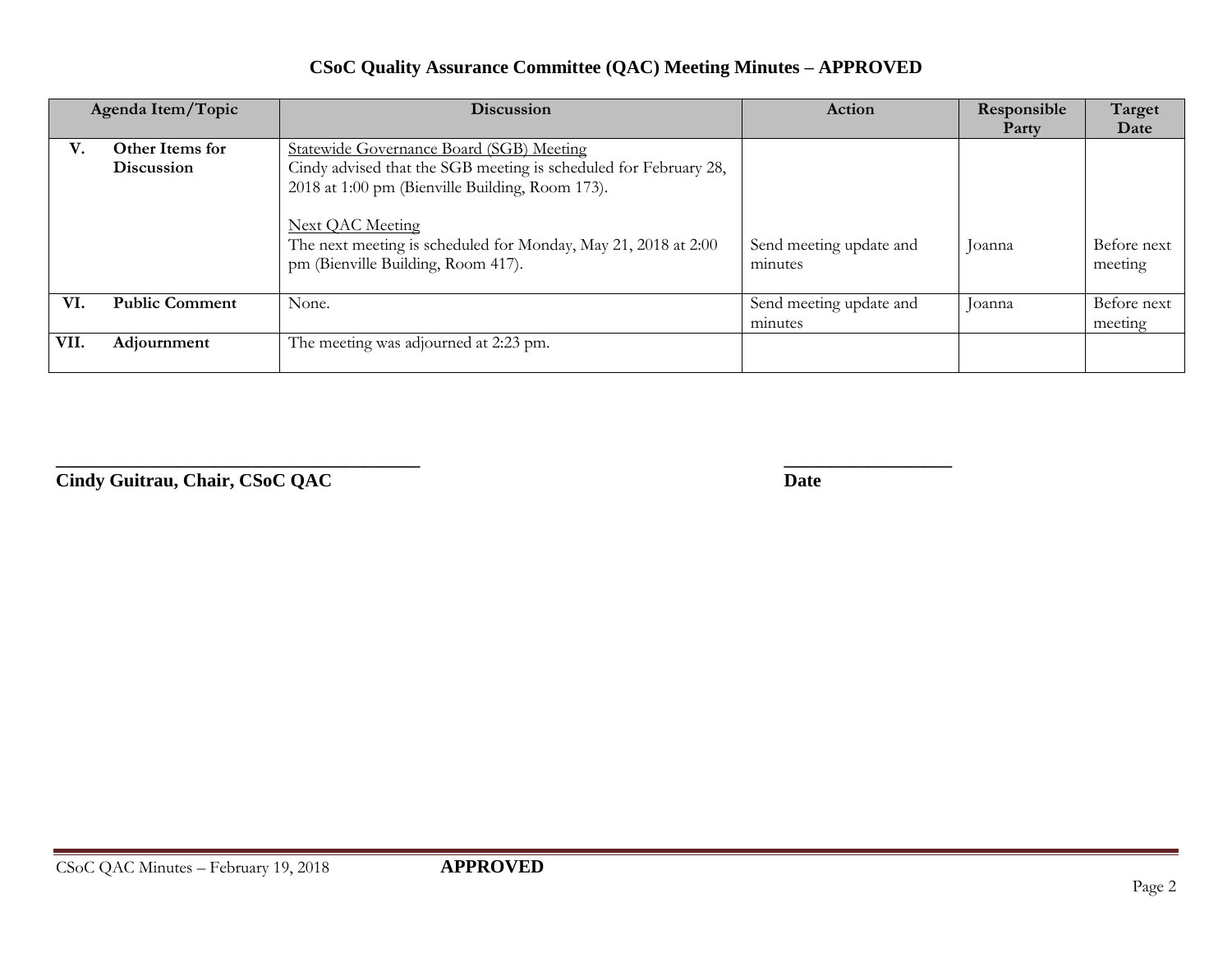# CSoC Quality Assurance Committee (QAC) Meeting Minutes – APPROVED

| Agenda Item/Topic | Discussion | Action | Responsible Party | Target Date |
|---|---|---|---|---|
| **V. Other Items for Discussion** | Statewide Governance Board (SGB) Meeting<br>Cindy advised that the SGB meeting is scheduled for February 28, 2018 at 1:00 pm (Bienville Building, Room 173).<br><br>Next QAC Meeting<br>The next meeting is scheduled for Monday, May 21, 2018 at 2:00 pm (Bienville Building, Room 417). | Send meeting update and minutes | Joanna | Before next meeting |
| **VI. Public Comment** | None. | Send meeting update and minutes | Joanna | Before next meeting |
| **VII. Adjournment** | The meeting was adjourned at 2:23 pm. | | | |

\_\_\_\_\_\_\_\_\_\_\_\_\_\_\_\_\_\_\_\_\_\_\_\_\_\_\_\_\_\_\_\_\_\_\_\_\_\_\_\_
**Cindy Guitrau, Chair, CSoC QAC**

\_\_\_\_\_\_\_\_\_\_\_\_\_\_\_\_\_\_\_\_
**Date**